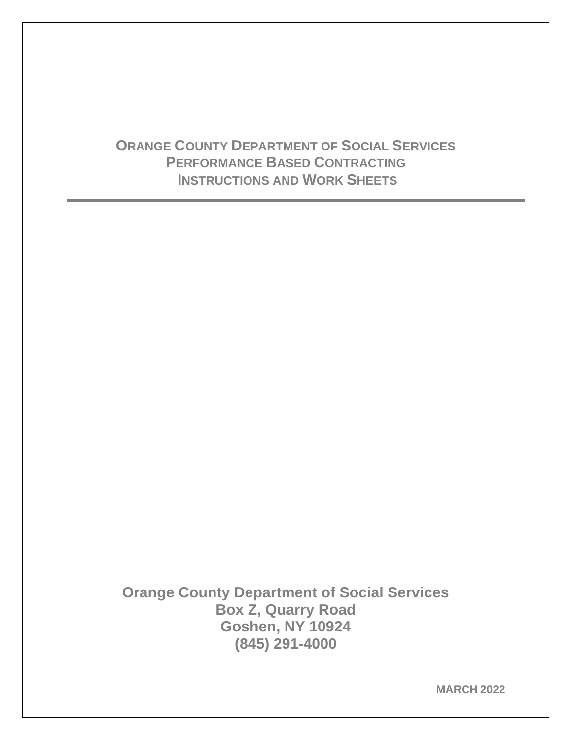# ORANGE COUNTY DEPARTMENT OF SOCIAL SERVICES
# PERFORMANCE BASED CONTRACTING
# INSTRUCTIONS AND WORK SHEETS

---

**Orange County Department of Social Services**
**Box Z, Quarry Road**
**Goshen, NY 10924**
**(845) 291-4000**

**MARCH 2022**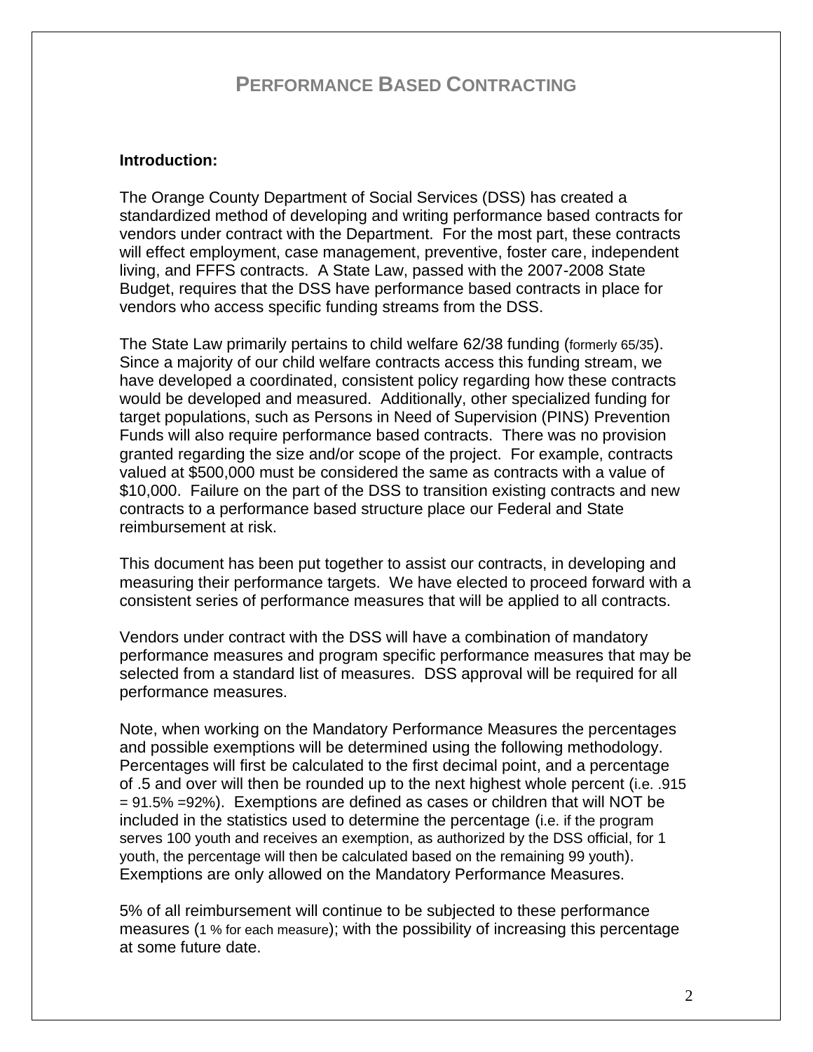# PERFORMANCE BASED CONTRACTING

**Introduction:**

The Orange County Department of Social Services (DSS) has created a standardized method of developing and writing performance based contracts for vendors under contract with the Department. For the most part, these contracts will effect employment, case management, preventive, foster care, independent living, and FFFS contracts. A State Law, passed with the 2007-2008 State Budget, requires that the DSS have performance based contracts in place for vendors who access specific funding streams from the DSS.

The State Law primarily pertains to child welfare 62/38 funding (formerly 65/35). Since a majority of our child welfare contracts access this funding stream, we have developed a coordinated, consistent policy regarding how these contracts would be developed and measured. Additionally, other specialized funding for target populations, such as Persons in Need of Supervision (PINS) Prevention Funds will also require performance based contracts. There was no provision granted regarding the size and/or scope of the project. For example, contracts valued at $500,000 must be considered the same as contracts with a value of $10,000. Failure on the part of the DSS to transition existing contracts and new contracts to a performance based structure place our Federal and State reimbursement at risk.

This document has been put together to assist our contracts, in developing and measuring their performance targets. We have elected to proceed forward with a consistent series of performance measures that will be applied to all contracts.

Vendors under contract with the DSS will have a combination of mandatory performance measures and program specific performance measures that may be selected from a standard list of measures. DSS approval will be required for all performance measures.

Note, when working on the Mandatory Performance Measures the percentages and possible exemptions will be determined using the following methodology. Percentages will first be calculated to the first decimal point, and a percentage of .5 and over will then be rounded up to the next highest whole percent (i.e. .915 = 91.5% =92%). Exemptions are defined as cases or children that will NOT be included in the statistics used to determine the percentage (i.e. if the program serves 100 youth and receives an exemption, as authorized by the DSS official, for 1 youth, the percentage will then be calculated based on the remaining 99 youth). Exemptions are only allowed on the Mandatory Performance Measures.

5% of all reimbursement will continue to be subjected to these performance measures (1 % for each measure); with the possibility of increasing this percentage at some future date.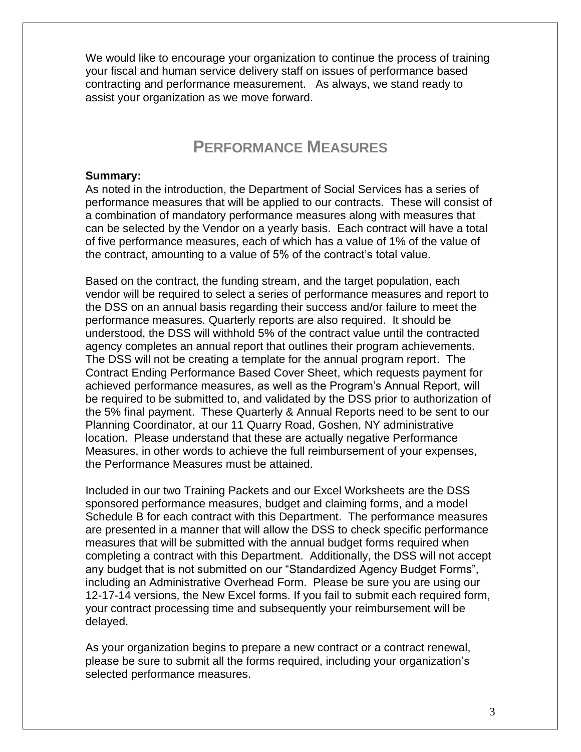We would like to encourage your organization to continue the process of training your fiscal and human service delivery staff on issues of performance based contracting and performance measurement. As always, we stand ready to assist your organization as we move forward.

## PERFORMANCE MEASURES

**Summary:**

As noted in the introduction, the Department of Social Services has a series of performance measures that will be applied to our contracts. These will consist of a combination of mandatory performance measures along with measures that can be selected by the Vendor on a yearly basis. Each contract will have a total of five performance measures, each of which has a value of 1% of the value of the contract, amounting to a value of 5% of the contract's total value.

Based on the contract, the funding stream, and the target population, each vendor will be required to select a series of performance measures and report to the DSS on an annual basis regarding their success and/or failure to meet the performance measures. Quarterly reports are also required. It should be understood, the DSS will withhold 5% of the contract value until the contracted agency completes an annual report that outlines their program achievements. The DSS will not be creating a template for the annual program report. The Contract Ending Performance Based Cover Sheet, which requests payment for achieved performance measures, as well as the Program's Annual Report, will be required to be submitted to, and validated by the DSS prior to authorization of the 5% final payment. These Quarterly & Annual Reports need to be sent to our Planning Coordinator, at our 11 Quarry Road, Goshen, NY administrative location. Please understand that these are actually negative Performance Measures, in other words to achieve the full reimbursement of your expenses, the Performance Measures must be attained.

Included in our two Training Packets and our Excel Worksheets are the DSS sponsored performance measures, budget and claiming forms, and a model Schedule B for each contract with this Department. The performance measures are presented in a manner that will allow the DSS to check specific performance measures that will be submitted with the annual budget forms required when completing a contract with this Department. Additionally, the DSS will not accept any budget that is not submitted on our "Standardized Agency Budget Forms", including an Administrative Overhead Form. Please be sure you are using our 12-17-14 versions, the New Excel forms. If you fail to submit each required form, your contract processing time and subsequently your reimbursement will be delayed.

As your organization begins to prepare a new contract or a contract renewal, please be sure to submit all the forms required, including your organization's selected performance measures.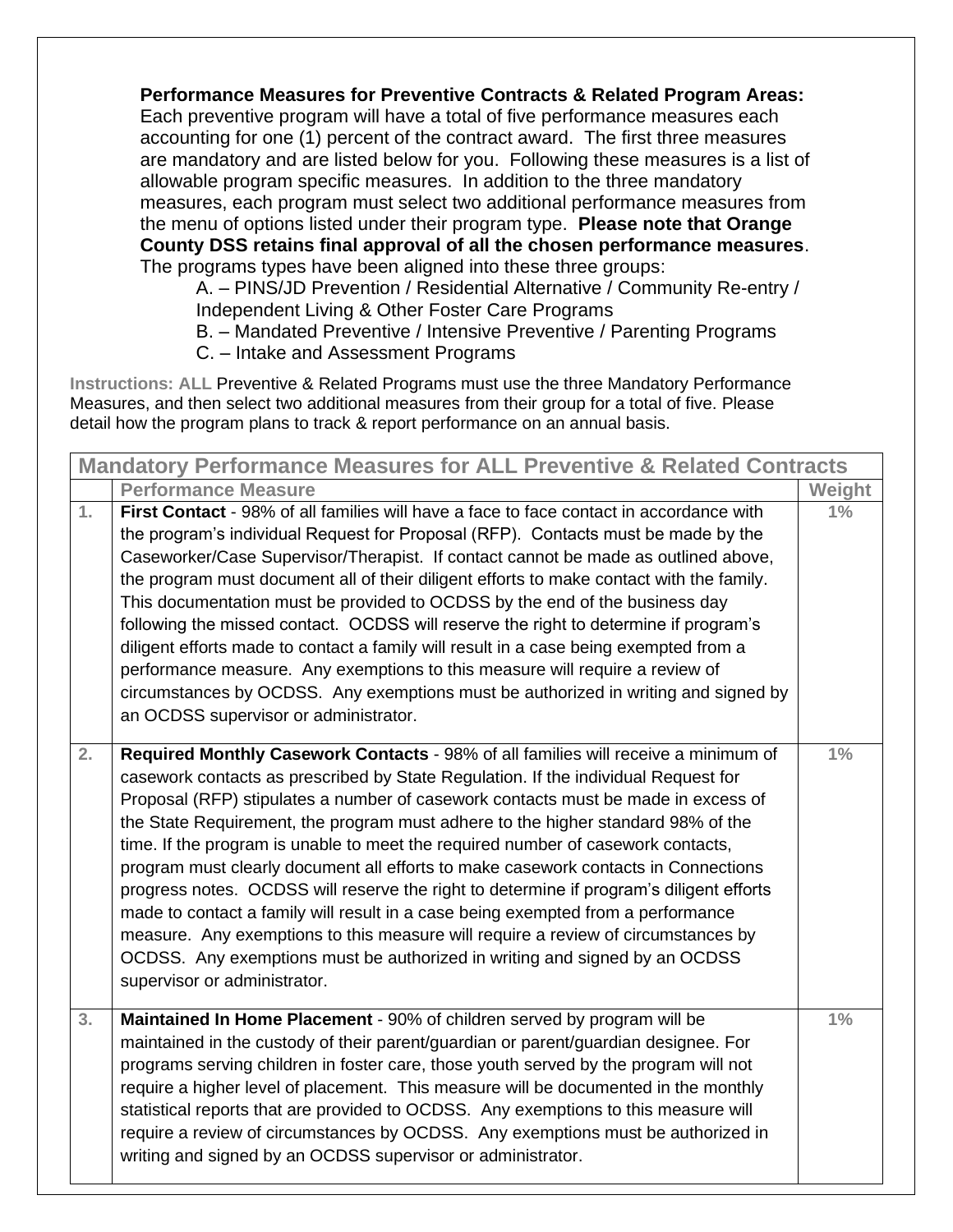**Performance Measures for Preventive Contracts & Related Program Areas:** Each preventive program will have a total of five performance measures each accounting for one (1) percent of the contract award. The first three measures are mandatory and are listed below for you. Following these measures is a list of allowable program specific measures. In addition to the three mandatory measures, each program must select two additional performance measures from the menu of options listed under their program type. **Please note that Orange County DSS retains final approval of all the chosen performance measures**. The programs types have been aligned into these three groups:

A. – PINS/JD Prevention / Residential Alternative / Community Re-entry / Independent Living & Other Foster Care Programs

B. – Mandated Preventive / Intensive Preventive / Parenting Programs

C. – Intake and Assessment Programs

**Instructions: ALL** Preventive & Related Programs must use the three Mandatory Performance Measures, and then select two additional measures from their group for a total of five. Please detail how the program plans to track & report performance on an annual basis.

| **Mandatory Performance Measures for ALL Preventive & Related Contracts** | | |
|---|---|---|
| | **Performance Measure** | **Weight** |
| **1.** | **First Contact** - 98% of all families will have a face to face contact in accordance with the program's individual Request for Proposal (RFP). Contacts must be made by the Caseworker/Case Supervisor/Therapist. If contact cannot be made as outlined above, the program must document all of their diligent efforts to make contact with the family. This documentation must be provided to OCDSS by the end of the business day following the missed contact. OCDSS will reserve the right to determine if program's diligent efforts made to contact a family will result in a case being exempted from a performance measure. Any exemptions to this measure will require a review of circumstances by OCDSS. Any exemptions must be authorized in writing and signed by an OCDSS supervisor or administrator. | **1%** |
| **2.** | **Required Monthly Casework Contacts** - 98% of all families will receive a minimum of casework contacts as prescribed by State Regulation. If the individual Request for Proposal (RFP) stipulates a number of casework contacts must be made in excess of the State Requirement, the program must adhere to the higher standard 98% of the time. If the program is unable to meet the required number of casework contacts, program must clearly document all efforts to make casework contacts in Connections progress notes. OCDSS will reserve the right to determine if program's diligent efforts made to contact a family will result in a case being exempted from a performance measure. Any exemptions to this measure will require a review of circumstances by OCDSS. Any exemptions must be authorized in writing and signed by an OCDSS supervisor or administrator. | **1%** |
| **3.** | **Maintained In Home Placement** - 90% of children served by program will be maintained in the custody of their parent/guardian or parent/guardian designee. For programs serving children in foster care, those youth served by the program will not require a higher level of placement. This measure will be documented in the monthly statistical reports that are provided to OCDSS. Any exemptions to this measure will require a review of circumstances by OCDSS. Any exemptions must be authorized in writing and signed by an OCDSS supervisor or administrator. | **1%** |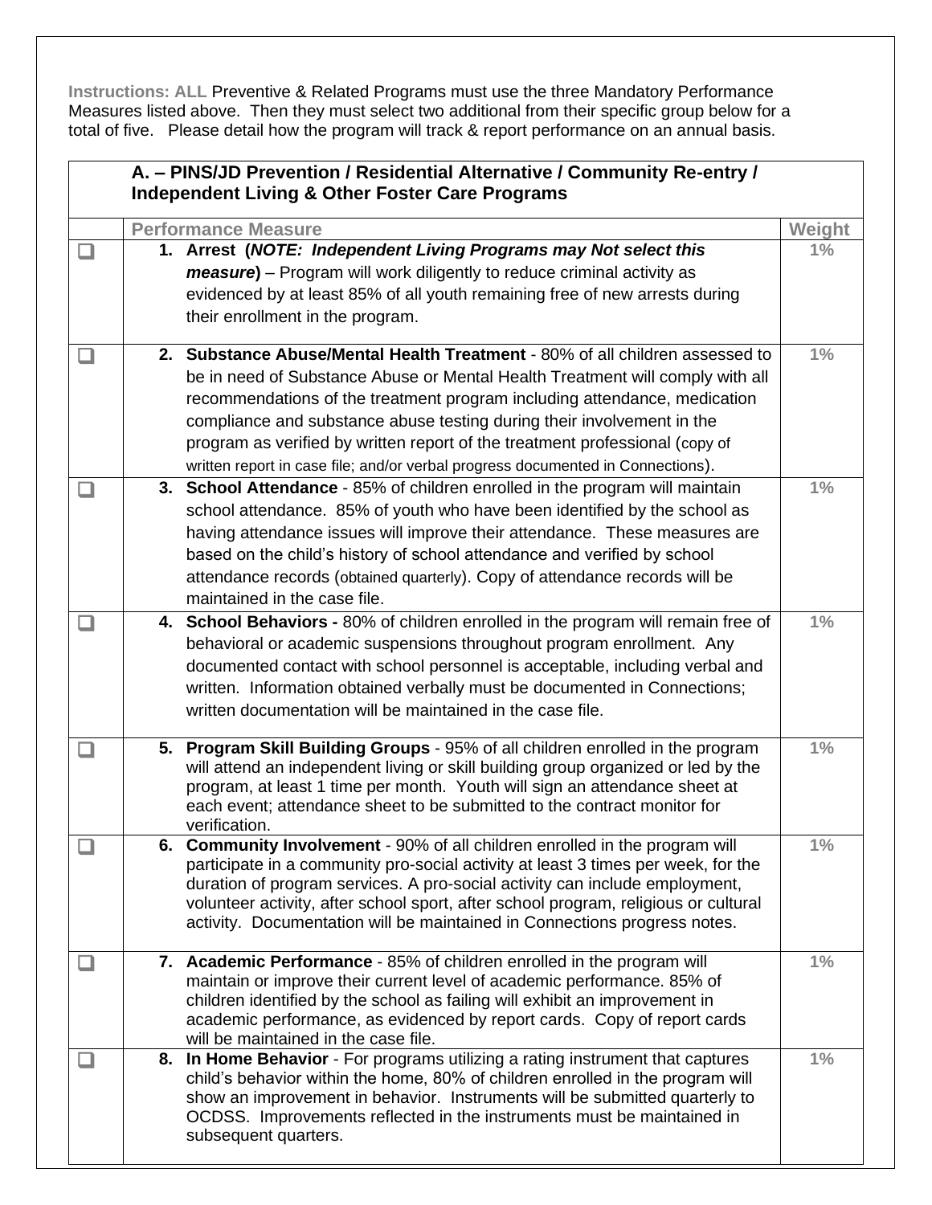**Instructions: ALL** Preventive & Related Programs must use the three Mandatory Performance Measures listed above. Then they must select two additional from their specific group below for a total of five. Please detail how the program will track & report performance on an annual basis.

| | **A. – PINS/JD Prevention / Residential Alternative / Community Re-entry / Independent Living & Other Foster Care Programs** | |
|---|---|---|
| | **Performance Measure** | **Weight** |
| ❑ | **1. Arrest (*NOTE: Independent Living Programs may Not select this measure*)** – Program will work diligently to reduce criminal activity as evidenced by at least 85% of all youth remaining free of new arrests during their enrollment in the program. | 1% |
| ❑ | **2. Substance Abuse/Mental Health Treatment** - 80% of all children assessed to be in need of Substance Abuse or Mental Health Treatment will comply with all recommendations of the treatment program including attendance, medication compliance and substance abuse testing during their involvement in the program as verified by written report of the treatment professional (copy of written report in case file; and/or verbal progress documented in Connections). | 1% |
| ❑ | **3. School Attendance** - 85% of children enrolled in the program will maintain school attendance. 85% of youth who have been identified by the school as having attendance issues will improve their attendance. These measures are based on the child's history of school attendance and verified by school attendance records (obtained quarterly). Copy of attendance records will be maintained in the case file. | 1% |
| ❑ | **4. School Behaviors -** 80% of children enrolled in the program will remain free of behavioral or academic suspensions throughout program enrollment. Any documented contact with school personnel is acceptable, including verbal and written. Information obtained verbally must be documented in Connections; written documentation will be maintained in the case file. | 1% |
| ❑ | **5. Program Skill Building Groups** - 95% of all children enrolled in the program will attend an independent living or skill building group organized or led by the program, at least 1 time per month. Youth will sign an attendance sheet at each event; attendance sheet to be submitted to the contract monitor for verification. | 1% |
| ❑ | **6. Community Involvement** - 90% of all children enrolled in the program will participate in a community pro-social activity at least 3 times per week, for the duration of program services. A pro-social activity can include employment, volunteer activity, after school sport, after school program, religious or cultural activity. Documentation will be maintained in Connections progress notes. | 1% |
| ❑ | **7. Academic Performance** - 85% of children enrolled in the program will maintain or improve their current level of academic performance. 85% of children identified by the school as failing will exhibit an improvement in academic performance, as evidenced by report cards. Copy of report cards will be maintained in the case file. | 1% |
| ❑ | **8. In Home Behavior** - For programs utilizing a rating instrument that captures child's behavior within the home, 80% of children enrolled in the program will show an improvement in behavior. Instruments will be submitted quarterly to OCDSS. Improvements reflected in the instruments must be maintained in subsequent quarters. | 1% |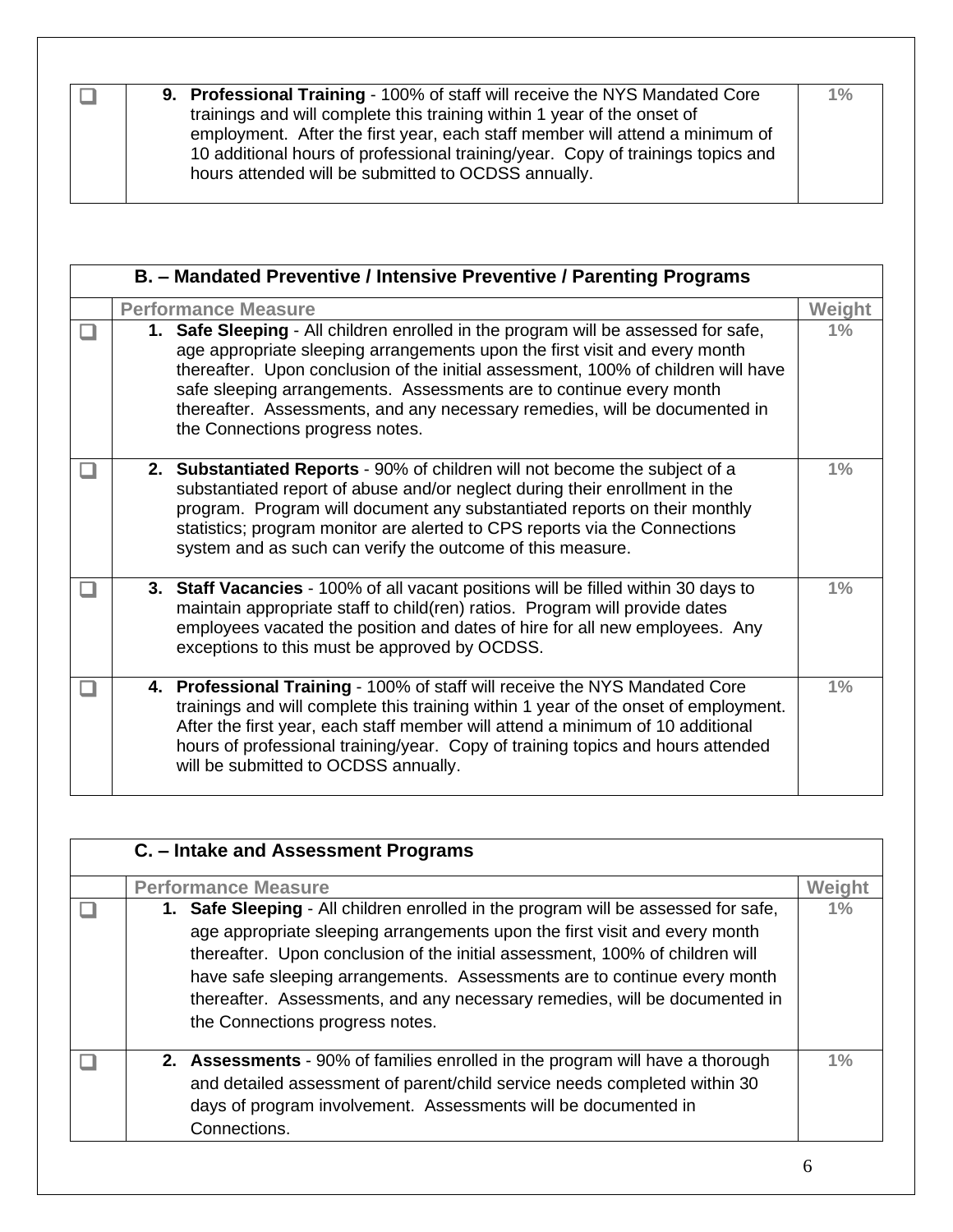| | Performance Measure | Weight |
|---|---|---|
| ☐ | 9. **Professional Training** - 100% of staff will receive the NYS Mandated Core trainings and will complete this training within 1 year of the onset of employment. After the first year, each staff member will attend a minimum of 10 additional hours of professional training/year. Copy of trainings topics and hours attended will be submitted to OCDSS annually. | 1% |

| **B. – Mandated Preventive / Intensive Preventive / Parenting Programs** | | |
|---|---|---|
| | **Performance Measure** | **Weight** |
| ☐ | 1. **Safe Sleeping** - All children enrolled in the program will be assessed for safe, age appropriate sleeping arrangements upon the first visit and every month thereafter. Upon conclusion of the initial assessment, 100% of children will have safe sleeping arrangements. Assessments are to continue every month thereafter. Assessments, and any necessary remedies, will be documented in the Connections progress notes. | 1% |
| ☐ | 2. **Substantiated Reports** - 90% of children will not become the subject of a substantiated report of abuse and/or neglect during their enrollment in the program. Program will document any substantiated reports on their monthly statistics; program monitor are alerted to CPS reports via the Connections system and as such can verify the outcome of this measure. | 1% |
| ☐ | 3. **Staff Vacancies** - 100% of all vacant positions will be filled within 30 days to maintain appropriate staff to child(ren) ratios. Program will provide dates employees vacated the position and dates of hire for all new employees. Any exceptions to this must be approved by OCDSS. | 1% |
| ☐ | 4. **Professional Training** - 100% of staff will receive the NYS Mandated Core trainings and will complete this training within 1 year of the onset of employment. After the first year, each staff member will attend a minimum of 10 additional hours of professional training/year. Copy of training topics and hours attended will be submitted to OCDSS annually. | 1% |

| **C. – Intake and Assessment Programs** | | |
|---|---|---|
| | **Performance Measure** | **Weight** |
| ☐ | 1. **Safe Sleeping** - All children enrolled in the program will be assessed for safe, age appropriate sleeping arrangements upon the first visit and every month thereafter. Upon conclusion of the initial assessment, 100% of children will have safe sleeping arrangements. Assessments are to continue every month thereafter. Assessments, and any necessary remedies, will be documented in the Connections progress notes. | 1% |
| ☐ | 2. **Assessments** - 90% of families enrolled in the program will have a thorough and detailed assessment of parent/child service needs completed within 30 days of program involvement. Assessments will be documented in Connections. | 1% |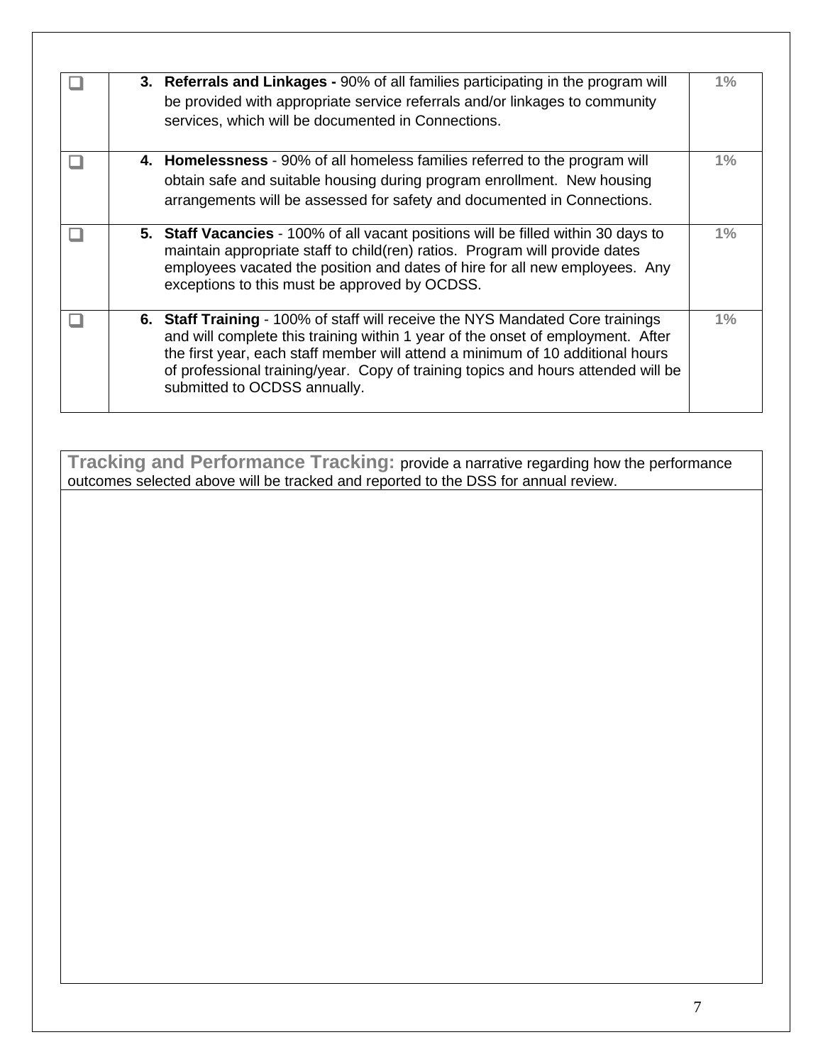| | | |
|---|---|---|
| ☐ | 3. **Referrals and Linkages -** 90% of all families participating in the program will be provided with appropriate service referrals and/or linkages to community services, which will be documented in Connections. | 1% |
| ☐ | 4. **Homelessness** - 90% of all homeless families referred to the program will obtain safe and suitable housing during program enrollment. New housing arrangements will be assessed for safety and documented in Connections. | 1% |
| ☐ | 5. **Staff Vacancies** - 100% of all vacant positions will be filled within 30 days to maintain appropriate staff to child(ren) ratios. Program will provide dates employees vacated the position and dates of hire for all new employees. Any exceptions to this must be approved by OCDSS. | 1% |
| ☐ | 6. **Staff Training** - 100% of staff will receive the NYS Mandated Core trainings and will complete this training within 1 year of the onset of employment. After the first year, each staff member will attend a minimum of 10 additional hours of professional training/year. Copy of training topics and hours attended will be submitted to OCDSS annually. | 1% |

| **Tracking and Performance Tracking:** provide a narrative regarding how the performance outcomes selected above will be tracked and reported to the DSS for annual review. |
|---|
| |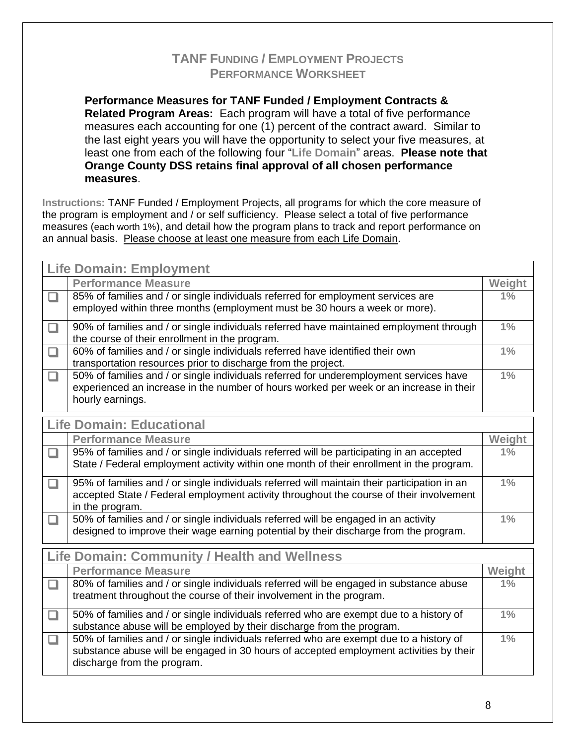## TANF Funding / Employment Projects
## Performance Worksheet

**Performance Measures for TANF Funded / Employment Contracts & Related Program Areas:** Each program will have a total of five performance measures each accounting for one (1) percent of the contract award. Similar to the last eight years you will have the opportunity to select your five measures, at least one from each of the following four "Life Domain" areas. **Please note that Orange County DSS retains final approval of all chosen performance measures**.

Instructions: TANF Funded / Employment Projects, all programs for which the core measure of the program is employment and / or self sufficiency. Please select a total of five performance measures (each worth 1%), and detail how the program plans to track and report performance on an annual basis. Please choose at least one measure from each Life Domain.

| Life Domain: Employment | | |
|---|---|---|
| | **Performance Measure** | **Weight** |
| ☐ | 85% of families and / or single individuals referred for employment services are employed within three months (employment must be 30 hours a week or more). | 1% |
| ☐ | 90% of families and / or single individuals referred have maintained employment through the course of their enrollment in the program. | 1% |
| ☐ | 60% of families and / or single individuals referred have identified their own transportation resources prior to discharge from the project. | 1% |
| ☐ | 50% of families and / or single individuals referred for underemployment services have experienced an increase in the number of hours worked per week or an increase in their hourly earnings. | 1% |

| Life Domain: Educational | | |
|---|---|---|
| | **Performance Measure** | **Weight** |
| ☐ | 95% of families and / or single individuals referred will be participating in an accepted State / Federal employment activity within one month of their enrollment in the program. | 1% |
| ☐ | 95% of families and / or single individuals referred will maintain their participation in an accepted State / Federal employment activity throughout the course of their involvement in the program. | 1% |
| ☐ | 50% of families and / or single individuals referred will be engaged in an activity designed to improve their wage earning potential by their discharge from the program. | 1% |

| Life Domain: Community / Health and Wellness | | |
|---|---|---|
| | **Performance Measure** | **Weight** |
| ☐ | 80% of families and / or single individuals referred will be engaged in substance abuse treatment throughout the course of their involvement in the program. | 1% |
| ☐ | 50% of families and / or single individuals referred who are exempt due to a history of substance abuse will be employed by their discharge from the program. | 1% |
| ☐ | 50% of families and / or single individuals referred who are exempt due to a history of substance abuse will be engaged in 30 hours of accepted employment activities by their discharge from the program. | 1% |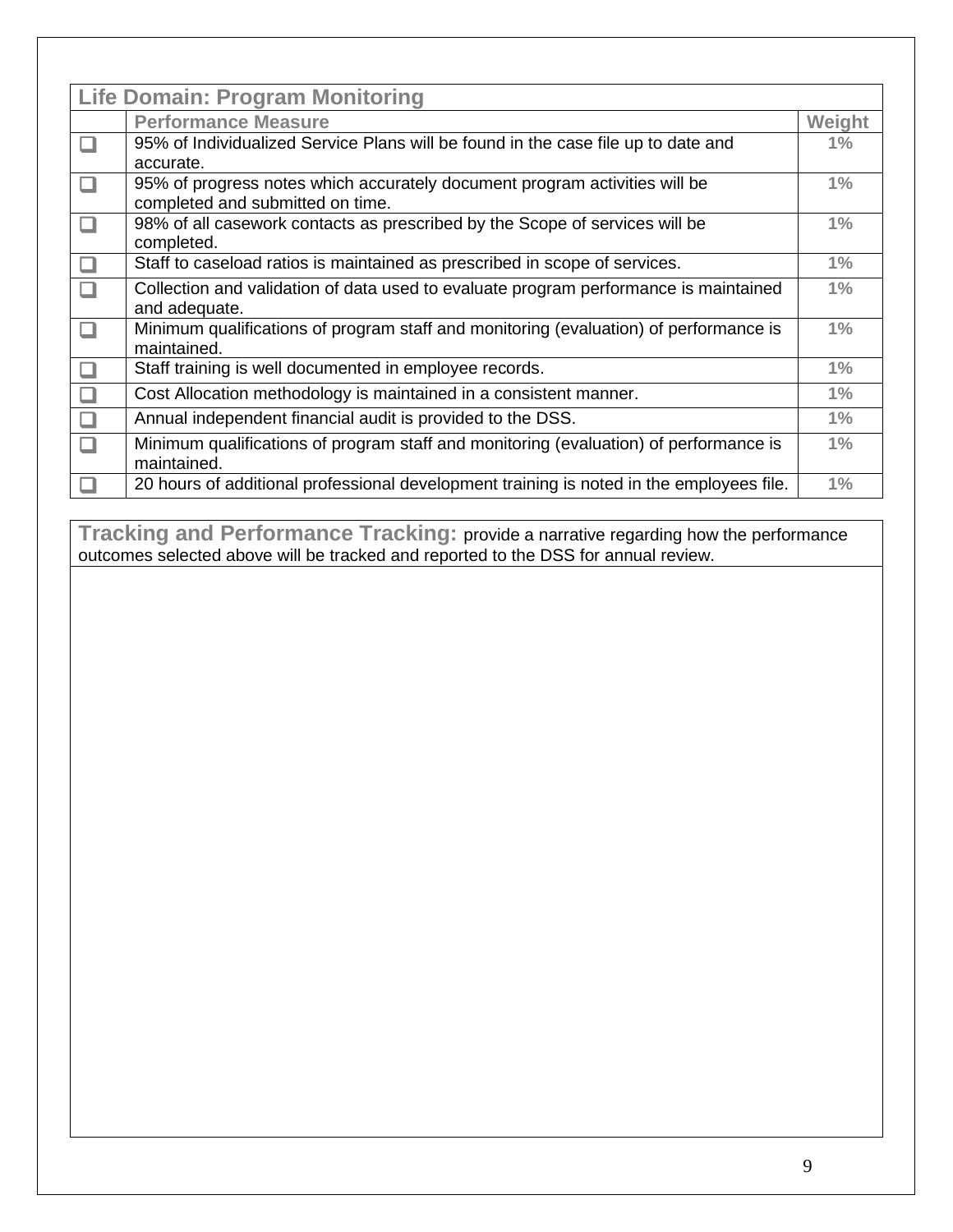| Life Domain: Program Monitoring | | |
|---|---|---|
| | **Performance Measure** | **Weight** |
| ☐ | 95% of Individualized Service Plans will be found in the case file up to date and accurate. | 1% |
| ☐ | 95% of progress notes which accurately document program activities will be completed and submitted on time. | 1% |
| ☐ | 98% of all casework contacts as prescribed by the Scope of services will be completed. | 1% |
| ☐ | Staff to caseload ratios is maintained as prescribed in scope of services. | 1% |
| ☐ | Collection and validation of data used to evaluate program performance is maintained and adequate. | 1% |
| ☐ | Minimum qualifications of program staff and monitoring (evaluation) of performance is maintained. | 1% |
| ☐ | Staff training is well documented in employee records. | 1% |
| ☐ | Cost Allocation methodology is maintained in a consistent manner. | 1% |
| ☐ | Annual independent financial audit is provided to the DSS. | 1% |
| ☐ | Minimum qualifications of program staff and monitoring (evaluation) of performance is maintained. | 1% |
| ☐ | 20 hours of additional professional development training is noted in the employees file. | 1% |

| **Tracking and Performance Tracking:** provide a narrative regarding how the performance outcomes selected above will be tracked and reported to the DSS for annual review. |
|---|
| |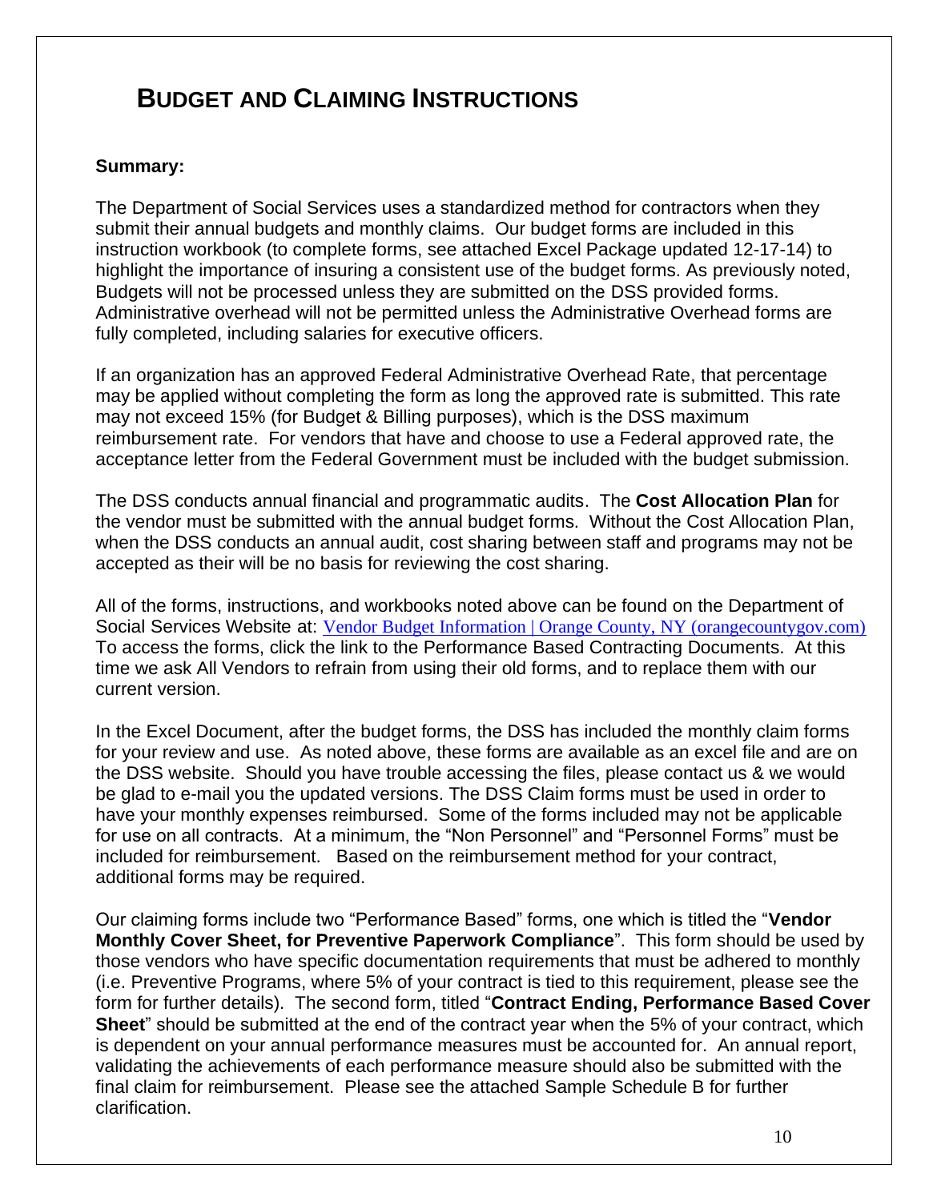# BUDGET AND CLAIMING INSTRUCTIONS

**Summary:**

The Department of Social Services uses a standardized method for contractors when they submit their annual budgets and monthly claims. Our budget forms are included in this instruction workbook (to complete forms, see attached Excel Package updated 12-17-14) to highlight the importance of insuring a consistent use of the budget forms. As previously noted, Budgets will not be processed unless they are submitted on the DSS provided forms. Administrative overhead will not be permitted unless the Administrative Overhead forms are fully completed, including salaries for executive officers.

If an organization has an approved Federal Administrative Overhead Rate, that percentage may be applied without completing the form as long the approved rate is submitted. This rate may not exceed 15% (for Budget & Billing purposes), which is the DSS maximum reimbursement rate. For vendors that have and choose to use a Federal approved rate, the acceptance letter from the Federal Government must be included with the budget submission.

The DSS conducts annual financial and programmatic audits. The **Cost Allocation Plan** for the vendor must be submitted with the annual budget forms. Without the Cost Allocation Plan, when the DSS conducts an annual audit, cost sharing between staff and programs may not be accepted as their will be no basis for reviewing the cost sharing.

All of the forms, instructions, and workbooks noted above can be found on the Department of Social Services Website at: Vendor Budget Information | Orange County, NY (orangecountygov.com) To access the forms, click the link to the Performance Based Contracting Documents. At this time we ask All Vendors to refrain from using their old forms, and to replace them with our current version.

In the Excel Document, after the budget forms, the DSS has included the monthly claim forms for your review and use. As noted above, these forms are available as an excel file and are on the DSS website. Should you have trouble accessing the files, please contact us & we would be glad to e-mail you the updated versions. The DSS Claim forms must be used in order to have your monthly expenses reimbursed. Some of the forms included may not be applicable for use on all contracts. At a minimum, the "Non Personnel" and "Personnel Forms" must be included for reimbursement. Based on the reimbursement method for your contract, additional forms may be required.

Our claiming forms include two "Performance Based" forms, one which is titled the "**Vendor Monthly Cover Sheet, for Preventive Paperwork Compliance**". This form should be used by those vendors who have specific documentation requirements that must be adhered to monthly (i.e. Preventive Programs, where 5% of your contract is tied to this requirement, please see the form for further details). The second form, titled "**Contract Ending, Performance Based Cover Sheet**" should be submitted at the end of the contract year when the 5% of your contract, which is dependent on your annual performance measures must be accounted for. An annual report, validating the achievements of each performance measure should also be submitted with the final claim for reimbursement. Please see the attached Sample Schedule B for further clarification.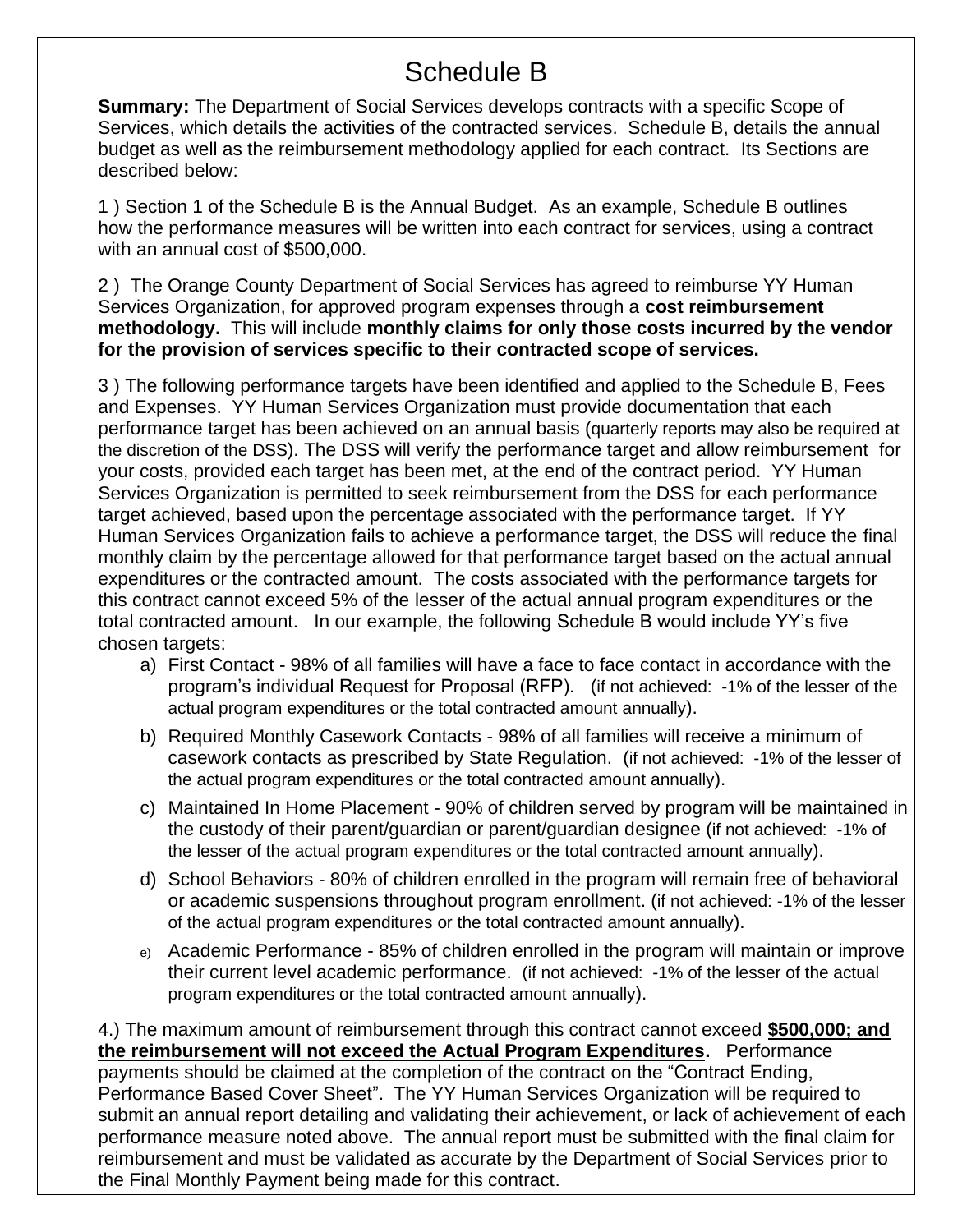# Schedule B

**Summary:** The Department of Social Services develops contracts with a specific Scope of Services, which details the activities of the contracted services. Schedule B, details the annual budget as well as the reimbursement methodology applied for each contract. Its Sections are described below:

1 ) Section 1 of the Schedule B is the Annual Budget. As an example, Schedule B outlines how the performance measures will be written into each contract for services, using a contract with an annual cost of $500,000.

2 ) The Orange County Department of Social Services has agreed to reimburse YY Human Services Organization, for approved program expenses through a **cost reimbursement methodology.** This will include **monthly claims for only those costs incurred by the vendor for the provision of services specific to their contracted scope of services.**

3 ) The following performance targets have been identified and applied to the Schedule B, Fees and Expenses. YY Human Services Organization must provide documentation that each performance target has been achieved on an annual basis (quarterly reports may also be required at the discretion of the DSS). The DSS will verify the performance target and allow reimbursement for your costs, provided each target has been met, at the end of the contract period. YY Human Services Organization is permitted to seek reimbursement from the DSS for each performance target achieved, based upon the percentage associated with the performance target. If YY Human Services Organization fails to achieve a performance target, the DSS will reduce the final monthly claim by the percentage allowed for that performance target based on the actual annual expenditures or the contracted amount. The costs associated with the performance targets for this contract cannot exceed 5% of the lesser of the actual annual program expenditures or the total contracted amount. In our example, the following Schedule B would include YY's five chosen targets:

a) First Contact - 98% of all families will have a face to face contact in accordance with the program's individual Request for Proposal (RFP). (if not achieved: -1% of the lesser of the actual program expenditures or the total contracted amount annually).

b) Required Monthly Casework Contacts - 98% of all families will receive a minimum of casework contacts as prescribed by State Regulation. (if not achieved: -1% of the lesser of the actual program expenditures or the total contracted amount annually).

c) Maintained In Home Placement - 90% of children served by program will be maintained in the custody of their parent/guardian or parent/guardian designee (if not achieved: -1% of the lesser of the actual program expenditures or the total contracted amount annually).

d) School Behaviors - 80% of children enrolled in the program will remain free of behavioral or academic suspensions throughout program enrollment. (if not achieved: -1% of the lesser of the actual program expenditures or the total contracted amount annually).

e) Academic Performance - 85% of children enrolled in the program will maintain or improve their current level academic performance. (if not achieved: -1% of the lesser of the actual program expenditures or the total contracted amount annually).

4.) The maximum amount of reimbursement through this contract cannot exceed **$500,000; and the reimbursement will not exceed the Actual Program Expenditures.** Performance payments should be claimed at the completion of the contract on the "Contract Ending, Performance Based Cover Sheet". The YY Human Services Organization will be required to submit an annual report detailing and validating their achievement, or lack of achievement of each performance measure noted above. The annual report must be submitted with the final claim for reimbursement and must be validated as accurate by the Department of Social Services prior to the Final Monthly Payment being made for this contract.